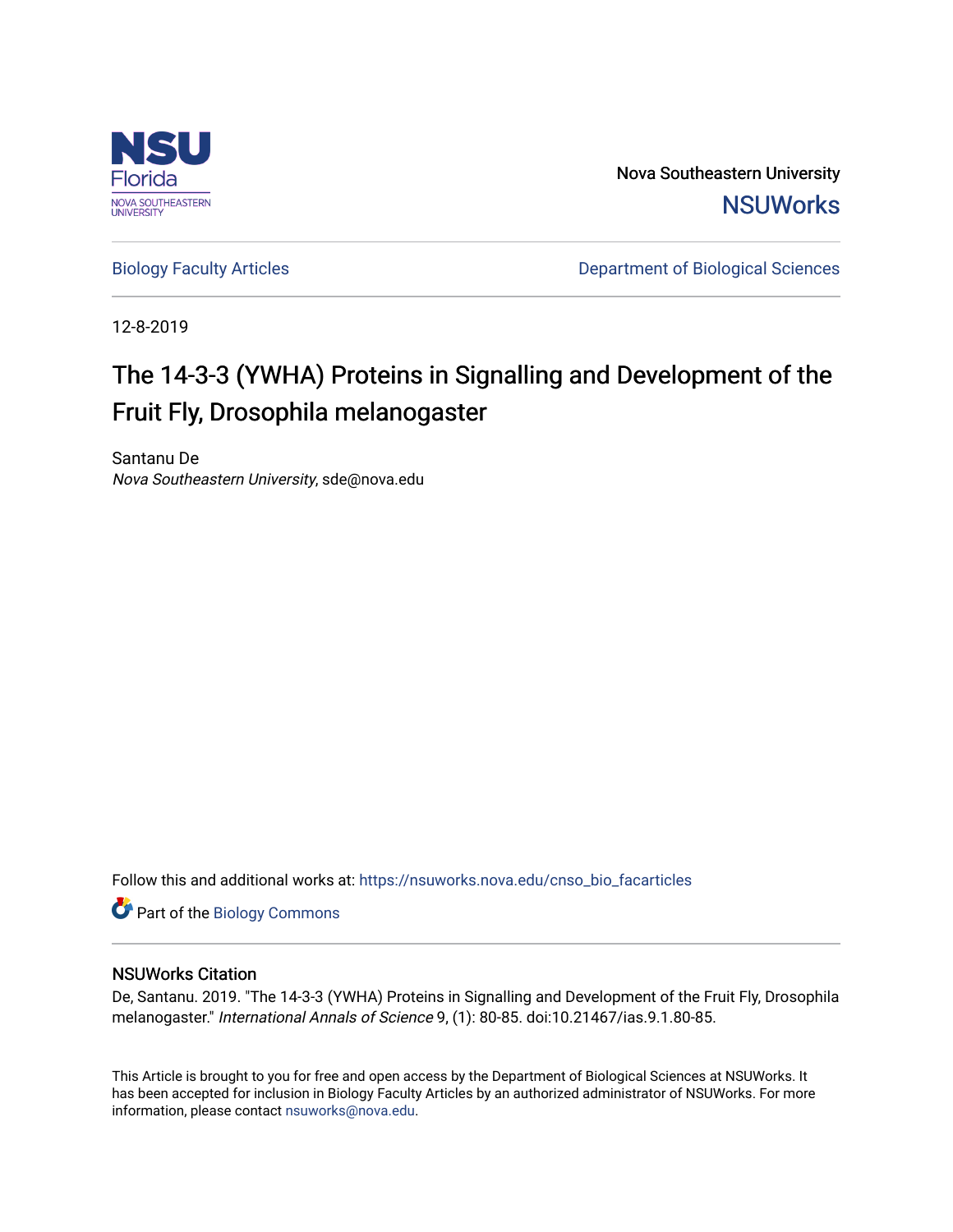Nova Southeastern University

NSUWorks

Biology Faculty Articles

Department of Biological Sciences

12-8-2019

# The 14-3-3 (YWHA) Proteins in Signalling and Development of the Fruit Fly, Drosophila melanogaster

Santanu De

*Nova Southeastern University*, sde@nova.edu

Follow this and additional works at: https://nsuworks.nova.edu/cnso_bio_facarticles

Part of the Biology Commons

## NSUWorks Citation

De, Santanu. 2019. "The 14-3-3 (YWHA) Proteins in Signalling and Development of the Fruit Fly, Drosophila melanogaster." *International Annals of Science* 9, (1): 80-85. doi:10.21467/ias.9.1.80-85.

This Article is brought to you for free and open access by the Department of Biological Sciences at NSUWorks. It has been accepted for inclusion in Biology Faculty Articles by an authorized administrator of NSUWorks. For more information, please contact nsuworks@nova.edu.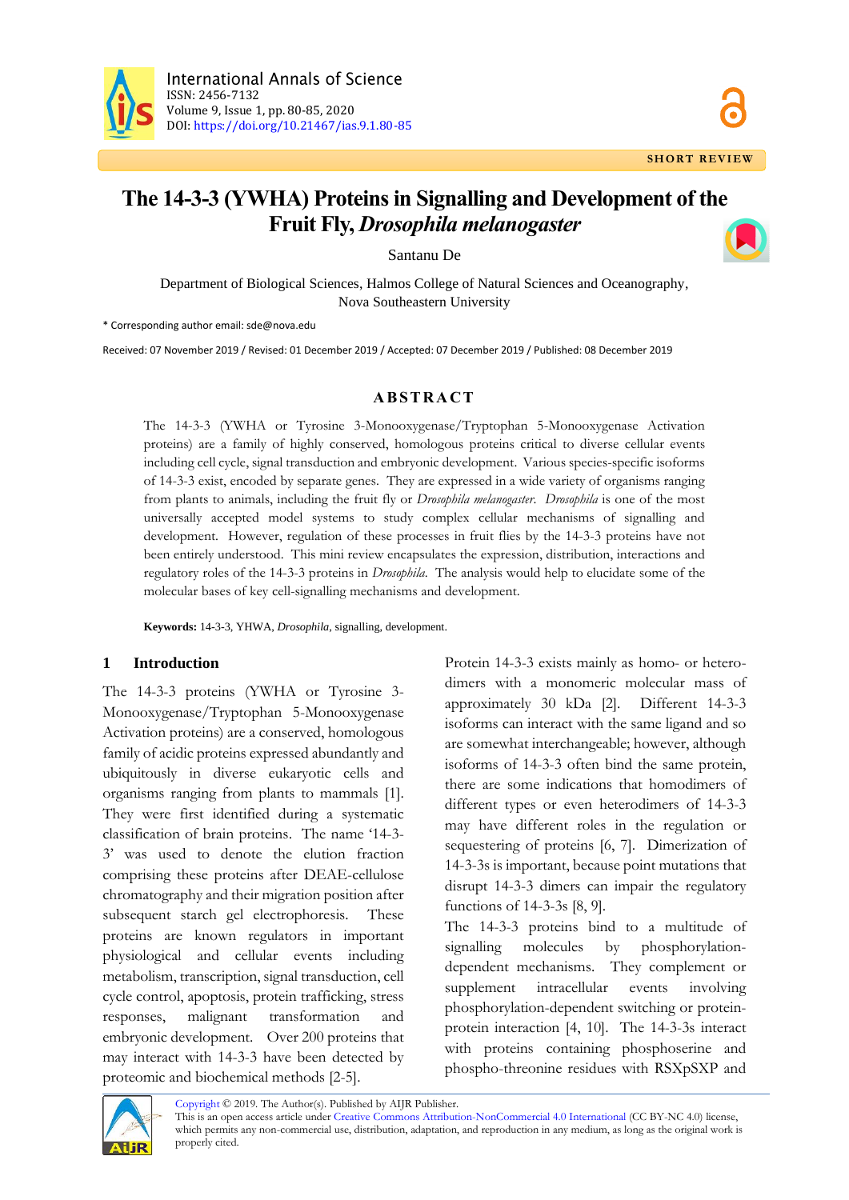# The 14-3-3 (YWHA) Proteins in Signalling and Development of the Fruit Fly, *Drosophila melanogaster*

Santanu De

Department of Biological Sciences, Halmos College of Natural Sciences and Oceanography, Nova Southeastern University

\* Corresponding author email: sde@nova.edu

Received: 07 November 2019 / Revised: 01 December 2019 / Accepted: 07 December 2019 / Published: 08 December 2019

## ABSTRACT

The 14-3-3 (YWHA or Tyrosine 3-Monooxygenase/Tryptophan 5-Monooxygenase Activation proteins) are a family of highly conserved, homologous proteins critical to diverse cellular events including cell cycle, signal transduction and embryonic development. Various species-specific isoforms of 14-3-3 exist, encoded by separate genes. They are expressed in a wide variety of organisms ranging from plants to animals, including the fruit fly or *Drosophila melanogaster*. *Drosophila* is one of the most universally accepted model systems to study complex cellular mechanisms of signalling and development. However, regulation of these processes in fruit flies by the 14-3-3 proteins have not been entirely understood. This mini review encapsulates the expression, distribution, interactions and regulatory roles of the 14-3-3 proteins in *Drosophila*. The analysis would help to elucidate some of the molecular bases of key cell-signalling mechanisms and development.

**Keywords:** 14-3-3, YHWA, *Drosophila*, signalling, development.

## 1 Introduction

The 14-3-3 proteins (YWHA or Tyrosine 3-Monooxygenase/Tryptophan 5-Monooxygenase Activation proteins) are a conserved, homologous family of acidic proteins expressed abundantly and ubiquitously in diverse eukaryotic cells and organisms ranging from plants to mammals [1]. They were first identified during a systematic classification of brain proteins. The name '14-3-3' was used to denote the elution fraction comprising these proteins after DEAE-cellulose chromatography and their migration position after subsequent starch gel electrophoresis. These proteins are known regulators in important physiological and cellular events including metabolism, transcription, signal transduction, cell cycle control, apoptosis, protein trafficking, stress responses, malignant transformation and embryonic development. Over 200 proteins that may interact with 14-3-3 have been detected by proteomic and biochemical methods [2-5].

Protein 14-3-3 exists mainly as homo- or hetero-dimers with a monomeric molecular mass of approximately 30 kDa [2]. Different 14-3-3 isoforms can interact with the same ligand and so are somewhat interchangeable; however, although isoforms of 14-3-3 often bind the same protein, there are some indications that homodimers of different types or even heterodimers of 14-3-3 may have different roles in the regulation or sequestering of proteins [6, 7]. Dimerization of 14-3-3s is important, because point mutations that disrupt 14-3-3 dimers can impair the regulatory functions of 14-3-3s [8, 9].

The 14-3-3 proteins bind to a multitude of signalling molecules by phosphorylation-dependent mechanisms. They complement or supplement intracellular events involving phosphorylation-dependent switching or protein-protein interaction [4, 10]. The 14-3-3s interact with proteins containing phosphoserine and phospho-threonine residues with RSXpSXP and

Copyright © 2019. The Author(s). Published by AIJR Publisher.
This is an open access article under Creative Commons Attribution-NonCommercial 4.0 International (CC BY-NC 4.0) license, which permits any non-commercial use, distribution, adaptation, and reproduction in any medium, as long as the original work is properly cited.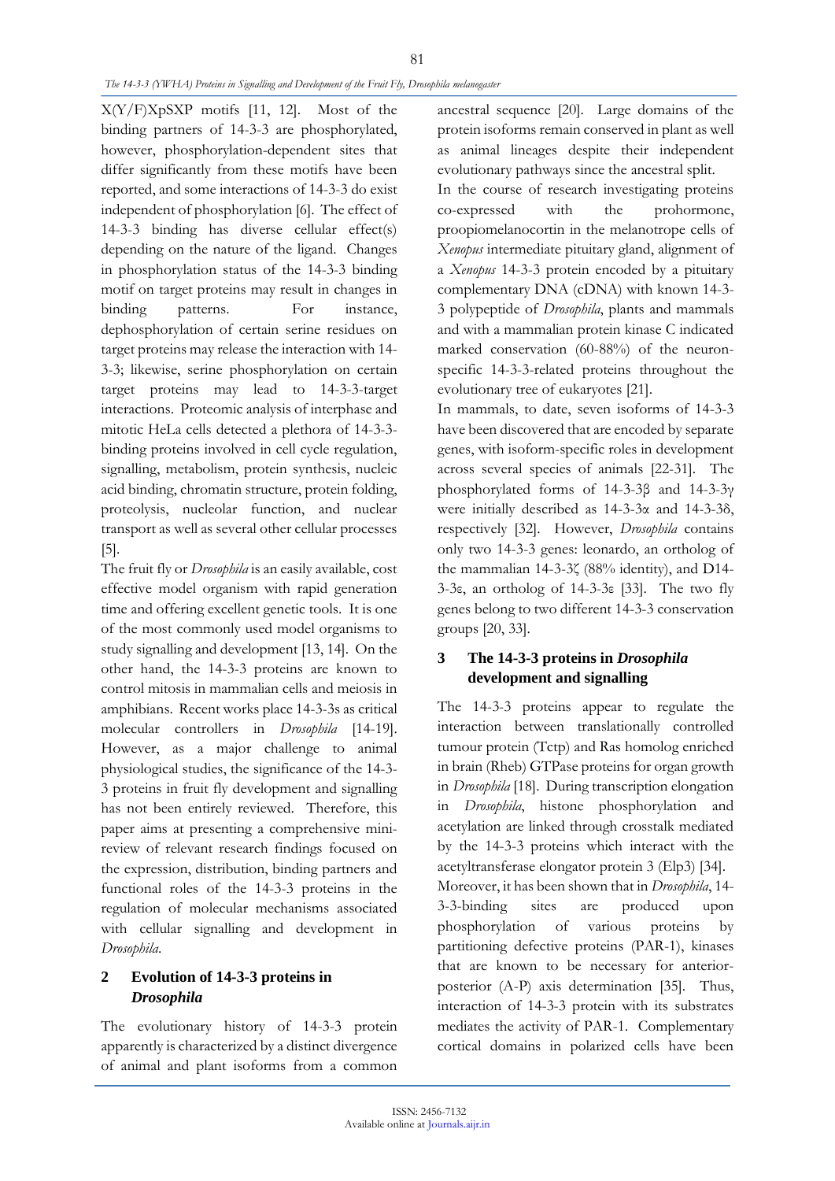X(Y/F)XpSXP motifs [11, 12]. Most of the binding partners of 14-3-3 are phosphorylated, however, phosphorylation-dependent sites that differ significantly from these motifs have been reported, and some interactions of 14-3-3 do exist independent of phosphorylation [6]. The effect of 14-3-3 binding has diverse cellular effect(s) depending on the nature of the ligand. Changes in phosphorylation status of the 14-3-3 binding motif on target proteins may result in changes in binding patterns. For instance, dephosphorylation of certain serine residues on target proteins may release the interaction with 14-3-3; likewise, serine phosphorylation on certain target proteins may lead to 14-3-3-target interactions. Proteomic analysis of interphase and mitotic HeLa cells detected a plethora of 14-3-3-binding proteins involved in cell cycle regulation, signalling, metabolism, protein synthesis, nucleic acid binding, chromatin structure, protein folding, proteolysis, nucleolar function, and nuclear transport as well as several other cellular processes [5].

The fruit fly or *Drosophila* is an easily available, cost effective model organism with rapid generation time and offering excellent genetic tools. It is one of the most commonly used model organisms to study signalling and development [13, 14]. On the other hand, the 14-3-3 proteins are known to control mitosis in mammalian cells and meiosis in amphibians. Recent works place 14-3-3s as critical molecular controllers in *Drosophila* [14-19]. However, as a major challenge to animal physiological studies, the significance of the 14-3-3 proteins in fruit fly development and signalling has not been entirely reviewed. Therefore, this paper aims at presenting a comprehensive mini-review of relevant research findings focused on the expression, distribution, binding partners and functional roles of the 14-3-3 proteins in the regulation of molecular mechanisms associated with cellular signalling and development in *Drosophila*.

## 2 Evolution of 14-3-3 proteins in *Drosophila*

The evolutionary history of 14-3-3 protein apparently is characterized by a distinct divergence of animal and plant isoforms from a common ancestral sequence [20]. Large domains of the protein isoforms remain conserved in plant as well as animal lineages despite their independent evolutionary pathways since the ancestral split.

In the course of research investigating proteins co-expressed with the prohormone, proopiomelanocortin in the melanotrope cells of *Xenopus* intermediate pituitary gland, alignment of a *Xenopus* 14-3-3 protein encoded by a pituitary complementary DNA (cDNA) with known 14-3-3 polypeptide of *Drosophila*, plants and mammals and with a mammalian protein kinase C indicated marked conservation (60-88%) of the neuron-specific 14-3-3-related proteins throughout the evolutionary tree of eukaryotes [21].

In mammals, to date, seven isoforms of 14-3-3 have been discovered that are encoded by separate genes, with isoform-specific roles in development across several species of animals [22-31]. The phosphorylated forms of 14-3-3β and 14-3-3γ were initially described as 14-3-3α and 14-3-3δ, respectively [32]. However, *Drosophila* contains only two 14-3-3 genes: leonardo, an ortholog of the mammalian 14-3-3ζ (88% identity), and D14-3-3ε, an ortholog of 14-3-3ε [33]. The two fly genes belong to two different 14-3-3 conservation groups [20, 33].

## 3 The 14-3-3 proteins in *Drosophila* development and signalling

The 14-3-3 proteins appear to regulate the interaction between translationally controlled tumour protein (Tctp) and Ras homolog enriched in brain (Rheb) GTPase proteins for organ growth in *Drosophila* [18]. During transcription elongation in *Drosophila*, histone phosphorylation and acetylation are linked through crosstalk mediated by the 14-3-3 proteins which interact with the acetyltransferase elongator protein 3 (Elp3) [34].

Moreover, it has been shown that in *Drosophila*, 14-3-3-binding sites are produced upon phosphorylation of various proteins by partitioning defective proteins (PAR-1), kinases that are known to be necessary for anterior-posterior (A-P) axis determination [35]. Thus, interaction of 14-3-3 protein with its substrates mediates the activity of PAR-1. Complementary cortical domains in polarized cells have been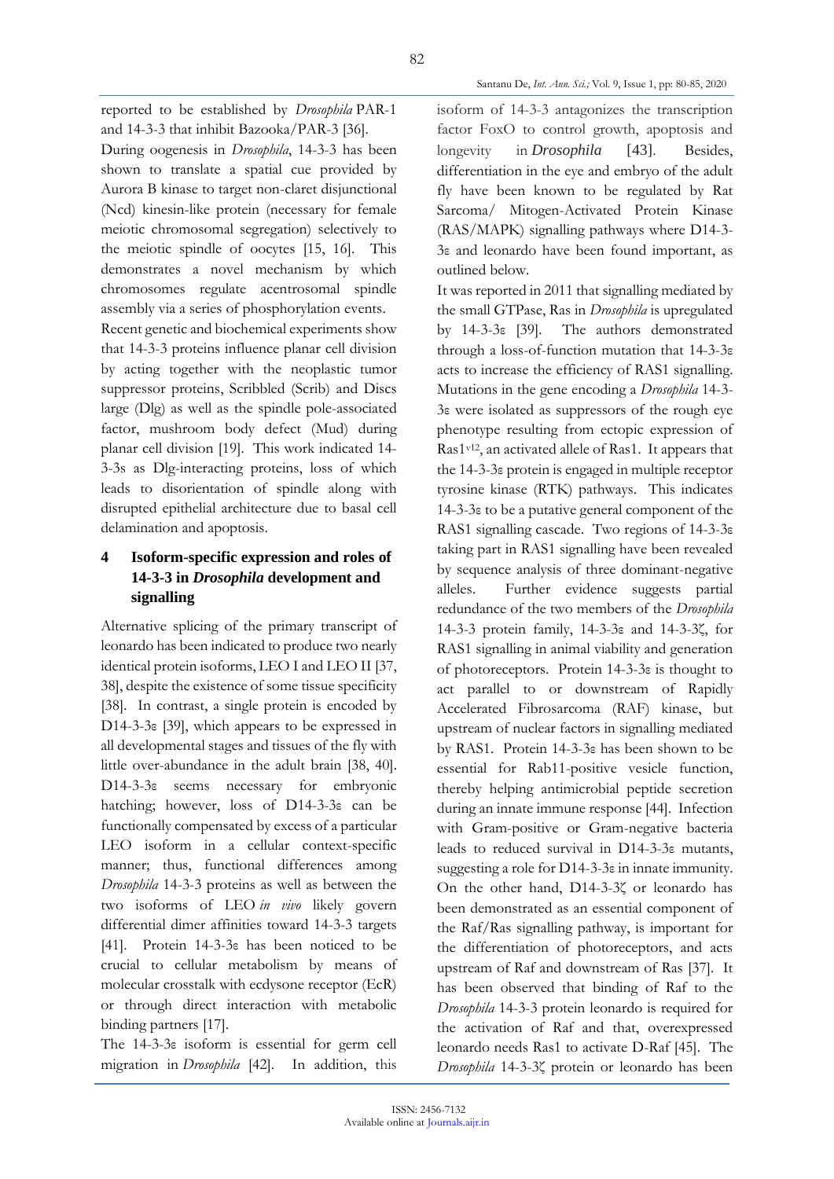reported to be established by *Drosophila* PAR-1 and 14-3-3 that inhibit Bazooka/PAR-3 [36].

During oogenesis in *Drosophila*, 14-3-3 has been shown to translate a spatial cue provided by Aurora B kinase to target non-claret disjunctional (Ncd) kinesin-like protein (necessary for female meiotic chromosomal segregation) selectively to the meiotic spindle of oocytes [15, 16]. This demonstrates a novel mechanism by which chromosomes regulate acentrosomal spindle assembly via a series of phosphorylation events.

Recent genetic and biochemical experiments show that 14-3-3 proteins influence planar cell division by acting together with the neoplastic tumor suppressor proteins, Scribbled (Scrib) and Discs large (Dlg) as well as the spindle pole-associated factor, mushroom body defect (Mud) during planar cell division [19]. This work indicated 14-3-3s as Dlg-interacting proteins, loss of which leads to disorientation of spindle along with disrupted epithelial architecture due to basal cell delamination and apoptosis.

## 4 Isoform-specific expression and roles of 14-3-3 in *Drosophila* development and signalling

Alternative splicing of the primary transcript of leonardo has been indicated to produce two nearly identical protein isoforms, LEO I and LEO II [37, 38], despite the existence of some tissue specificity [38]. In contrast, a single protein is encoded by D14-3-3ε [39], which appears to be expressed in all developmental stages and tissues of the fly with little over-abundance in the adult brain [38, 40]. D14-3-3ε seems necessary for embryonic hatching; however, loss of D14-3-3ε can be functionally compensated by excess of a particular LEO isoform in a cellular context-specific manner; thus, functional differences among *Drosophila* 14-3-3 proteins as well as between the two isoforms of LEO *in vivo* likely govern differential dimer affinities toward 14-3-3 targets [41]. Protein 14-3-3ε has been noticed to be crucial to cellular metabolism by means of molecular crosstalk with ecdysone receptor (EcR) or through direct interaction with metabolic binding partners [17].

The 14-3-3ε isoform is essential for germ cell migration in *Drosophila* [42]. In addition, this isoform of 14-3-3 antagonizes the transcription factor FoxO to control growth, apoptosis and longevity in *Drosophila* [43]. Besides, differentiation in the eye and embryo of the adult fly have been known to be regulated by Rat Sarcoma/ Mitogen-Activated Protein Kinase (RAS/MAPK) signalling pathways where D14-3-3ε and leonardo have been found important, as outlined below.

It was reported in 2011 that signalling mediated by the small GTPase, Ras in *Drosophila* is upregulated by 14-3-3ε [39]. The authors demonstrated through a loss-of-function mutation that 14-3-3ε acts to increase the efficiency of RAS1 signalling. Mutations in the gene encoding a *Drosophila* 14-3-3ε were isolated as suppressors of the rough eye phenotype resulting from ectopic expression of Ras1$^{v12}$, an activated allele of Ras1. It appears that the 14-3-3ε protein is engaged in multiple receptor tyrosine kinase (RTK) pathways. This indicates 14-3-3ε to be a putative general component of the RAS1 signalling cascade. Two regions of 14-3-3ε taking part in RAS1 signalling have been revealed by sequence analysis of three dominant-negative alleles. Further evidence suggests partial redundance of the two members of the *Drosophila* 14-3-3 protein family, 14-3-3ε and 14-3-3ζ, for RAS1 signalling in animal viability and generation of photoreceptors. Protein 14-3-3ε is thought to act parallel to or downstream of Rapidly Accelerated Fibrosarcoma (RAF) kinase, but upstream of nuclear factors in signalling mediated by RAS1. Protein 14-3-3ε has been shown to be essential for Rab11-positive vesicle function, thereby helping antimicrobial peptide secretion during an innate immune response [44]. Infection with Gram-positive or Gram-negative bacteria leads to reduced survival in D14-3-3ε mutants, suggesting a role for D14-3-3ε in innate immunity. On the other hand, D14-3-3ζ or leonardo has been demonstrated as an essential component of the Raf/Ras signalling pathway, is important for the differentiation of photoreceptors, and acts upstream of Raf and downstream of Ras [37]. It has been observed that binding of Raf to the *Drosophila* 14-3-3 protein leonardo is required for the activation of Raf and that, overexpressed leonardo needs Ras1 to activate D-Raf [45]. The *Drosophila* 14-3-3ζ protein or leonardo has been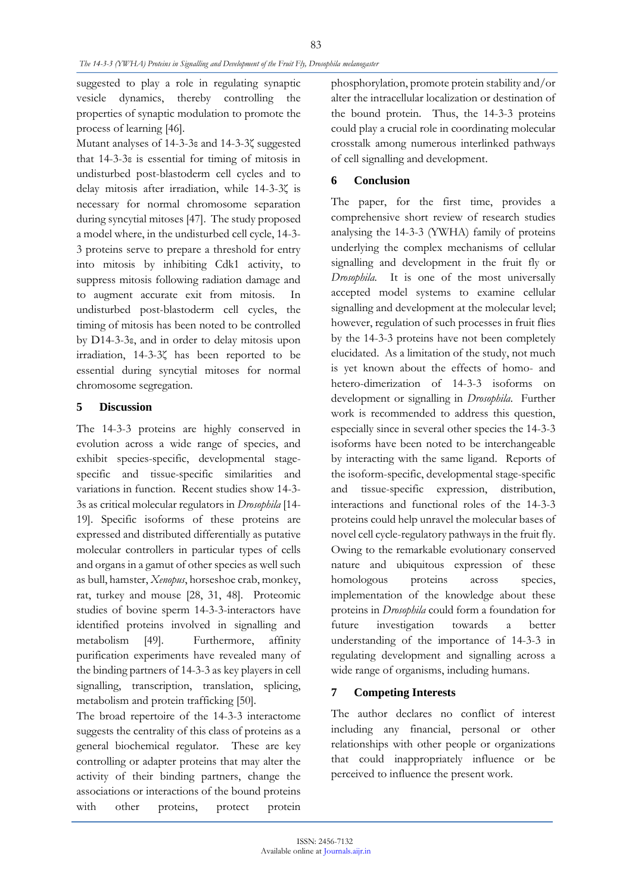suggested to play a role in regulating synaptic vesicle dynamics, thereby controlling the properties of synaptic modulation to promote the process of learning [46].

Mutant analyses of 14-3-3ε and 14-3-3ζ suggested that 14-3-3ε is essential for timing of mitosis in undisturbed post-blastoderm cell cycles and to delay mitosis after irradiation, while 14-3-3ζ is necessary for normal chromosome separation during syncytial mitoses [47]. The study proposed a model where, in the undisturbed cell cycle, 14-3-3 proteins serve to prepare a threshold for entry into mitosis by inhibiting Cdk1 activity, to suppress mitosis following radiation damage and to augment accurate exit from mitosis. In undisturbed post-blastoderm cell cycles, the timing of mitosis has been noted to be controlled by D14-3-3ε, and in order to delay mitosis upon irradiation, 14-3-3ζ has been reported to be essential during syncytial mitoses for normal chromosome segregation.

## 5 Discussion

The 14-3-3 proteins are highly conserved in evolution across a wide range of species, and exhibit species-specific, developmental stage-specific and tissue-specific similarities and variations in function. Recent studies show 14-3-3s as critical molecular regulators in *Drosophila* [14-19]. Specific isoforms of these proteins are expressed and distributed differentially as putative molecular controllers in particular types of cells and organs in a gamut of other species as well such as bull, hamster, *Xenopus*, horseshoe crab, monkey, rat, turkey and mouse [28, 31, 48]. Proteomic studies of bovine sperm 14-3-3-interactors have identified proteins involved in signalling and metabolism [49]. Furthermore, affinity purification experiments have revealed many of the binding partners of 14-3-3 as key players in cell signalling, transcription, translation, splicing, metabolism and protein trafficking [50].

The broad repertoire of the 14-3-3 interactome suggests the centrality of this class of proteins as a general biochemical regulator. These are key controlling or adapter proteins that may alter the activity of their binding partners, change the associations or interactions of the bound proteins with other proteins, protect protein phosphorylation, promote protein stability and/or alter the intracellular localization or destination of the bound protein. Thus, the 14-3-3 proteins could play a crucial role in coordinating molecular crosstalk among numerous interlinked pathways of cell signalling and development.

## 6 Conclusion

The paper, for the first time, provides a comprehensive short review of research studies analysing the 14-3-3 (YWHA) family of proteins underlying the complex mechanisms of cellular signalling and development in the fruit fly or *Drosophila*. It is one of the most universally accepted model systems to examine cellular signalling and development at the molecular level; however, regulation of such processes in fruit flies by the 14-3-3 proteins have not been completely elucidated. As a limitation of the study, not much is yet known about the effects of homo- and hetero-dimerization of 14-3-3 isoforms on development or signalling in *Drosophila*. Further work is recommended to address this question, especially since in several other species the 14-3-3 isoforms have been noted to be interchangeable by interacting with the same ligand. Reports of the isoform-specific, developmental stage-specific and tissue-specific expression, distribution, interactions and functional roles of the 14-3-3 proteins could help unravel the molecular bases of novel cell cycle-regulatory pathways in the fruit fly. Owing to the remarkable evolutionary conserved nature and ubiquitous expression of these homologous proteins across species, implementation of the knowledge about these proteins in *Drosophila* could form a foundation for future investigation towards a better understanding of the importance of 14-3-3 in regulating development and signalling across a wide range of organisms, including humans.

## 7 Competing Interests

The author declares no conflict of interest including any financial, personal or other relationships with other people or organizations that could inappropriately influence or be perceived to influence the present work.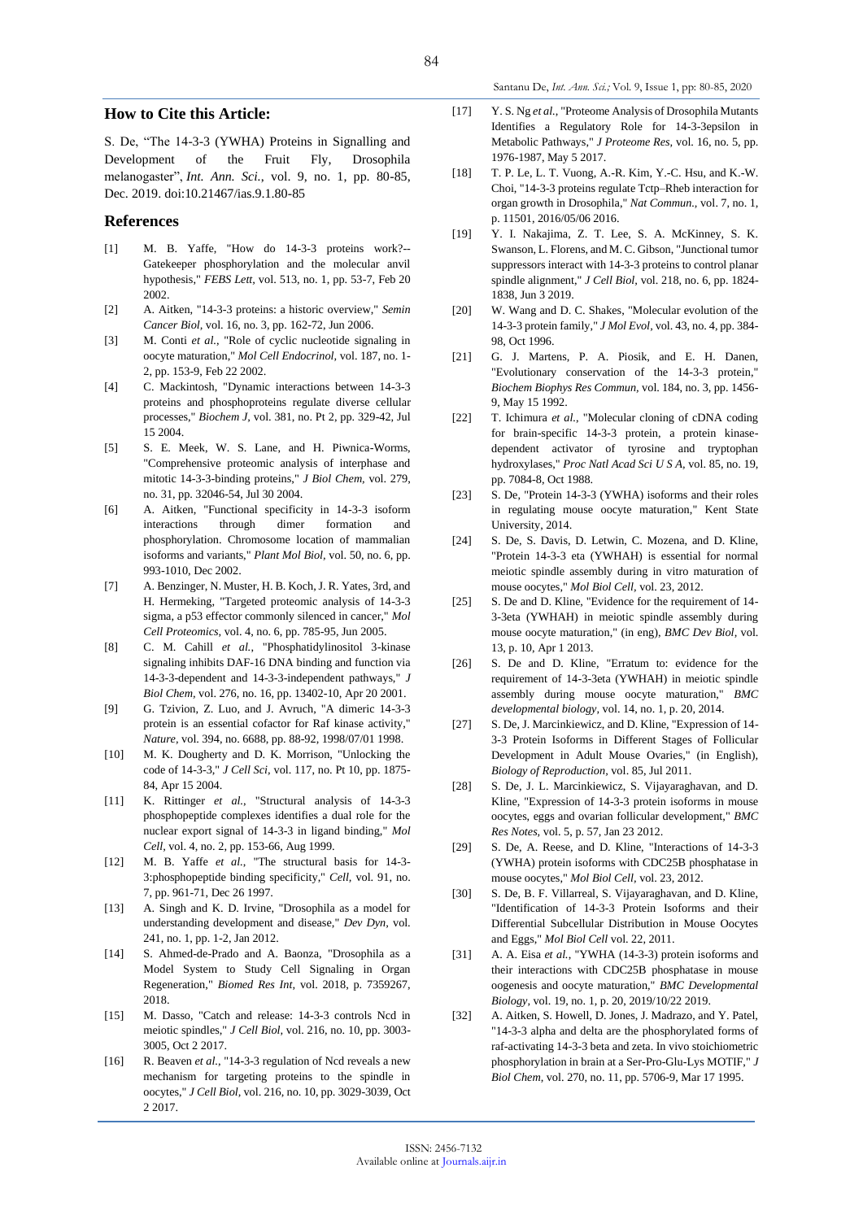## How to Cite this Article:

S. De, "The 14-3-3 (YWHA) Proteins in Signalling and Development of the Fruit Fly, Drosophila melanogaster", *Int. Ann. Sci.*, vol. 9, no. 1, pp. 80-85, Dec. 2019. doi:10.21467/ias.9.1.80-85

## References

[1] M. B. Yaffe, "How do 14-3-3 proteins work?-- Gatekeeper phosphorylation and the molecular anvil hypothesis," *FEBS Lett*, vol. 513, no. 1, pp. 53-7, Feb 20 2002.

[2] A. Aitken, "14-3-3 proteins: a historic overview," *Semin Cancer Biol*, vol. 16, no. 3, pp. 162-72, Jun 2006.

[3] M. Conti *et al.*, "Role of cyclic nucleotide signaling in oocyte maturation," *Mol Cell Endocrinol*, vol. 187, no. 1-2, pp. 153-9, Feb 22 2002.

[4] C. Mackintosh, "Dynamic interactions between 14-3-3 proteins and phosphoproteins regulate diverse cellular processes," *Biochem J*, vol. 381, no. Pt 2, pp. 329-42, Jul 15 2004.

[5] S. E. Meek, W. S. Lane, and H. Piwnica-Worms, "Comprehensive proteomic analysis of interphase and mitotic 14-3-3-binding proteins," *J Biol Chem*, vol. 279, no. 31, pp. 32046-54, Jul 30 2004.

[6] A. Aitken, "Functional specificity in 14-3-3 isoform interactions through dimer formation and phosphorylation. Chromosome location of mammalian isoforms and variants," *Plant Mol Biol*, vol. 50, no. 6, pp. 993-1010, Dec 2002.

[7] A. Benzinger, N. Muster, H. B. Koch, J. R. Yates, 3rd, and H. Hermeking, "Targeted proteomic analysis of 14-3-3 sigma, a p53 effector commonly silenced in cancer," *Mol Cell Proteomics*, vol. 4, no. 6, pp. 785-95, Jun 2005.

[8] C. M. Cahill *et al.*, "Phosphatidylinositol 3-kinase signaling inhibits DAF-16 DNA binding and function via 14-3-3-dependent and 14-3-3-independent pathways," *J Biol Chem*, vol. 276, no. 16, pp. 13402-10, Apr 20 2001.

[9] G. Tzivion, Z. Luo, and J. Avruch, "A dimeric 14-3-3 protein is an essential cofactor for Raf kinase activity," *Nature*, vol. 394, no. 6688, pp. 88-92, 1998/07/01 1998.

[10] M. K. Dougherty and D. K. Morrison, "Unlocking the code of 14-3-3," *J Cell Sci*, vol. 117, no. Pt 10, pp. 1875-84, Apr 15 2004.

[11] K. Rittinger *et al.*, "Structural analysis of 14-3-3 phosphopeptide complexes identifies a dual role for the nuclear export signal of 14-3-3 in ligand binding," *Mol Cell*, vol. 4, no. 2, pp. 153-66, Aug 1999.

[12] M. B. Yaffe *et al.*, "The structural basis for 14-3-3:phosphopeptide binding specificity," *Cell*, vol. 91, no. 7, pp. 961-71, Dec 26 1997.

[13] A. Singh and K. D. Irvine, "Drosophila as a model for understanding development and disease," *Dev Dyn*, vol. 241, no. 1, pp. 1-2, Jan 2012.

[14] S. Ahmed-de-Prado and A. Baonza, "Drosophila as a Model System to Study Cell Signaling in Organ Regeneration," *Biomed Res Int*, vol. 2018, p. 7359267, 2018.

[15] M. Dasso, "Catch and release: 14-3-3 controls Ncd in meiotic spindles," *J Cell Biol*, vol. 216, no. 10, pp. 3003-3005, Oct 2 2017.

[16] R. Beaven *et al.*, "14-3-3 regulation of Ncd reveals a new mechanism for targeting proteins to the spindle in oocytes," *J Cell Biol*, vol. 216, no. 10, pp. 3029-3039, Oct 2 2017.

[17] Y. S. Ng *et al.*, "Proteome Analysis of Drosophila Mutants Identifies a Regulatory Role for 14-3-3epsilon in Metabolic Pathways," *J Proteome Res*, vol. 16, no. 5, pp. 1976-1987, May 5 2017.

[18] T. P. Le, L. T. Vuong, A.-R. Kim, Y.-C. Hsu, and K.-W. Choi, "14-3-3 proteins regulate Tctp–Rheb interaction for organ growth in Drosophila," *Nat Commun.*, vol. 7, no. 1, p. 11501, 2016/05/06 2016.

[19] Y. I. Nakajima, Z. T. Lee, S. A. McKinney, S. K. Swanson, L. Florens, and M. C. Gibson, "Junctional tumor suppressors interact with 14-3-3 proteins to control planar spindle alignment," *J Cell Biol*, vol. 218, no. 6, pp. 1824-1838, Jun 3 2019.

[20] W. Wang and D. C. Shakes, "Molecular evolution of the 14-3-3 protein family," *J Mol Evol*, vol. 43, no. 4, pp. 384-98, Oct 1996.

[21] G. J. Martens, P. A. Piosik, and E. H. Danen, "Evolutionary conservation of the 14-3-3 protein," *Biochem Biophys Res Commun*, vol. 184, no. 3, pp. 1456-9, May 15 1992.

[22] T. Ichimura *et al.*, "Molecular cloning of cDNA coding for brain-specific 14-3-3 protein, a protein kinase-dependent activator of tyrosine and tryptophan hydroxylases," *Proc Natl Acad Sci U S A*, vol. 85, no. 19, pp. 7084-8, Oct 1988.

[23] S. De, "Protein 14-3-3 (YWHA) isoforms and their roles in regulating mouse oocyte maturation," Kent State University, 2014.

[24] S. De, S. Davis, D. Letwin, C. Mozena, and D. Kline, "Protein 14-3-3 eta (YWHAH) is essential for normal meiotic spindle assembly during in vitro maturation of mouse oocytes," *Mol Biol Cell*, vol. 23, 2012.

[25] S. De and D. Kline, "Evidence for the requirement of 14-3-3eta (YWHAH) in meiotic spindle assembly during mouse oocyte maturation," (in eng), *BMC Dev Biol*, vol. 13, p. 10, Apr 1 2013.

[26] S. De and D. Kline, "Erratum to: evidence for the requirement of 14-3-3eta (YWHAH) in meiotic spindle assembly during mouse oocyte maturation," *BMC developmental biology*, vol. 14, no. 1, p. 20, 2014.

[27] S. De, J. Marcinkiewicz, and D. Kline, "Expression of 14-3-3 Protein Isoforms in Different Stages of Follicular Development in Adult Mouse Ovaries," (in English), *Biology of Reproduction*, vol. 85, Jul 2011.

[28] S. De, J. L. Marcinkiewicz, S. Vijayaraghavan, and D. Kline, "Expression of 14-3-3 protein isoforms in mouse oocytes, eggs and ovarian follicular development," *BMC Res Notes*, vol. 5, p. 57, Jan 23 2012.

[29] S. De, A. Reese, and D. Kline, "Interactions of 14-3-3 (YWHA) protein isoforms with CDC25B phosphatase in mouse oocytes," *Mol Biol Cell*, vol. 23, 2012.

[30] S. De, B. F. Villarreal, S. Vijayaraghavan, and D. Kline, "Identification of 14-3-3 Protein Isoforms and their Differential Subcellular Distribution in Mouse Oocytes and Eggs," *Mol Biol Cell* vol. 22, 2011.

[31] A. A. Eisa *et al.*, "YWHA (14-3-3) protein isoforms and their interactions with CDC25B phosphatase in mouse oogenesis and oocyte maturation," *BMC Developmental Biology*, vol. 19, no. 1, p. 20, 2019/10/22 2019.

[32] A. Aitken, S. Howell, D. Jones, J. Madrazo, and Y. Patel, "14-3-3 alpha and delta are the phosphorylated forms of raf-activating 14-3-3 beta and zeta. In vivo stoichiometric phosphorylation in brain at a Ser-Pro-Glu-Lys MOTIF," *J Biol Chem*, vol. 270, no. 11, pp. 5706-9, Mar 17 1995.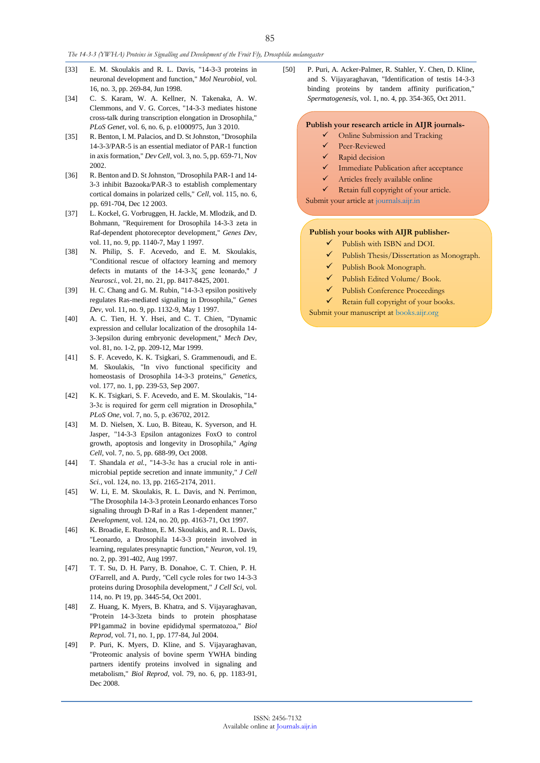[33] E. M. Skoulakis and R. L. Davis, "14-3-3 proteins in neuronal development and function," *Mol Neurobiol*, vol. 16, no. 3, pp. 269-84, Jun 1998.

[34] C. S. Karam, W. A. Kellner, N. Takenaka, A. W. Clemmons, and V. G. Corces, "14-3-3 mediates histone cross-talk during transcription elongation in Drosophila," *PLoS Genet*, vol. 6, no. 6, p. e1000975, Jun 3 2010.

[35] R. Benton, I. M. Palacios, and D. St Johnston, "Drosophila 14-3-3/PAR-5 is an essential mediator of PAR-1 function in axis formation," *Dev Cell*, vol. 3, no. 5, pp. 659-71, Nov 2002.

[36] R. Benton and D. St Johnston, "Drosophila PAR-1 and 14-3-3 inhibit Bazooka/PAR-3 to establish complementary cortical domains in polarized cells," *Cell*, vol. 115, no. 6, pp. 691-704, Dec 12 2003.

[37] L. Kockel, G. Vorbruggen, H. Jackle, M. Mlodzik, and D. Bohmann, "Requirement for Drosophila 14-3-3 zeta in Raf-dependent photoreceptor development," *Genes Dev*, vol. 11, no. 9, pp. 1140-7, May 1 1997.

[38] N. Philip, S. F. Acevedo, and E. M. Skoulakis, "Conditional rescue of olfactory learning and memory defects in mutants of the 14-3-3ζ gene leonardo," *J Neurosci.*, vol. 21, no. 21, pp. 8417-8425, 2001.

[39] H. C. Chang and G. M. Rubin, "14-3-3 epsilon positively regulates Ras-mediated signaling in Drosophila," *Genes Dev*, vol. 11, no. 9, pp. 1132-9, May 1 1997.

[40] A. C. Tien, H. Y. Hsei, and C. T. Chien, "Dynamic expression and cellular localization of the drosophila 14-3-3epsilon during embryonic development," *Mech Dev*, vol. 81, no. 1-2, pp. 209-12, Mar 1999.

[41] S. F. Acevedo, K. K. Tsigkari, S. Grammenoudi, and E. M. Skoulakis, "In vivo functional specificity and homeostasis of Drosophila 14-3-3 proteins," *Genetics*, vol. 177, no. 1, pp. 239-53, Sep 2007.

[42] K. K. Tsigkari, S. F. Acevedo, and E. M. Skoulakis, "14-3-3ε is required for germ cell migration in Drosophila," *PLoS One*, vol. 7, no. 5, p. e36702, 2012.

[43] M. D. Nielsen, X. Luo, B. Biteau, K. Syverson, and H. Jasper, "14-3-3 Epsilon antagonizes FoxO to control growth, apoptosis and longevity in Drosophila," *Aging Cell*, vol. 7, no. 5, pp. 688-99, Oct 2008.

[44] T. Shandala *et al.*, "14-3-3ε has a crucial role in anti-microbial peptide secretion and innate immunity," *J Cell Sci.*, vol. 124, no. 13, pp. 2165-2174, 2011.

[45] W. Li, E. M. Skoulakis, R. L. Davis, and N. Perrimon, "The Drosophila 14-3-3 protein Leonardo enhances Torso signaling through D-Raf in a Ras 1-dependent manner," *Development*, vol. 124, no. 20, pp. 4163-71, Oct 1997.

[46] K. Broadie, E. Rushton, E. M. Skoulakis, and R. L. Davis, "Leonardo, a Drosophila 14-3-3 protein involved in learning, regulates presynaptic function," *Neuron*, vol. 19, no. 2, pp. 391-402, Aug 1997.

[47] T. T. Su, D. H. Parry, B. Donahoe, C. T. Chien, P. H. O'Farrell, and A. Purdy, "Cell cycle roles for two 14-3-3 proteins during Drosophila development," *J Cell Sci*, vol. 114, no. Pt 19, pp. 3445-54, Oct 2001.

[48] Z. Huang, K. Myers, B. Khatra, and S. Vijayaraghavan, "Protein 14-3-3zeta binds to protein phosphatase PP1gamma2 in bovine epididymal spermatozoa," *Biol Reprod*, vol. 71, no. 1, pp. 177-84, Jul 2004.

[49] P. Puri, K. Myers, D. Kline, and S. Vijayaraghavan, "Proteomic analysis of bovine sperm YWHA binding partners identify proteins involved in signaling and metabolism," *Biol Reprod*, vol. 79, no. 6, pp. 1183-91, Dec 2008.

[50] P. Puri, A. Acker-Palmer, R. Stahler, Y. Chen, D. Kline, and S. Vijayaraghavan, "Identification of testis 14-3-3 binding proteins by tandem affinity purification," *Spermatogenesis*, vol. 1, no. 4, pp. 354-365, Oct 2011.

**Publish your research article in AIJR journals-**

- ✓ Online Submission and Tracking
- ✓ Peer-Reviewed
- ✓ Rapid decision
- ✓ Immediate Publication after acceptance
- ✓ Articles freely available online
- ✓ Retain full copyright of your article.

Submit your article at journals.aijr.in

**Publish your books with AIJR publisher-**

- ✓ Publish with ISBN and DOI.
- ✓ Publish Thesis/Dissertation as Monograph.
- ✓ Publish Book Monograph.
- ✓ Publish Edited Volume/ Book.
- ✓ Publish Conference Proceedings
- ✓ Retain full copyright of your books.

Submit your manuscript at books.aijr.org